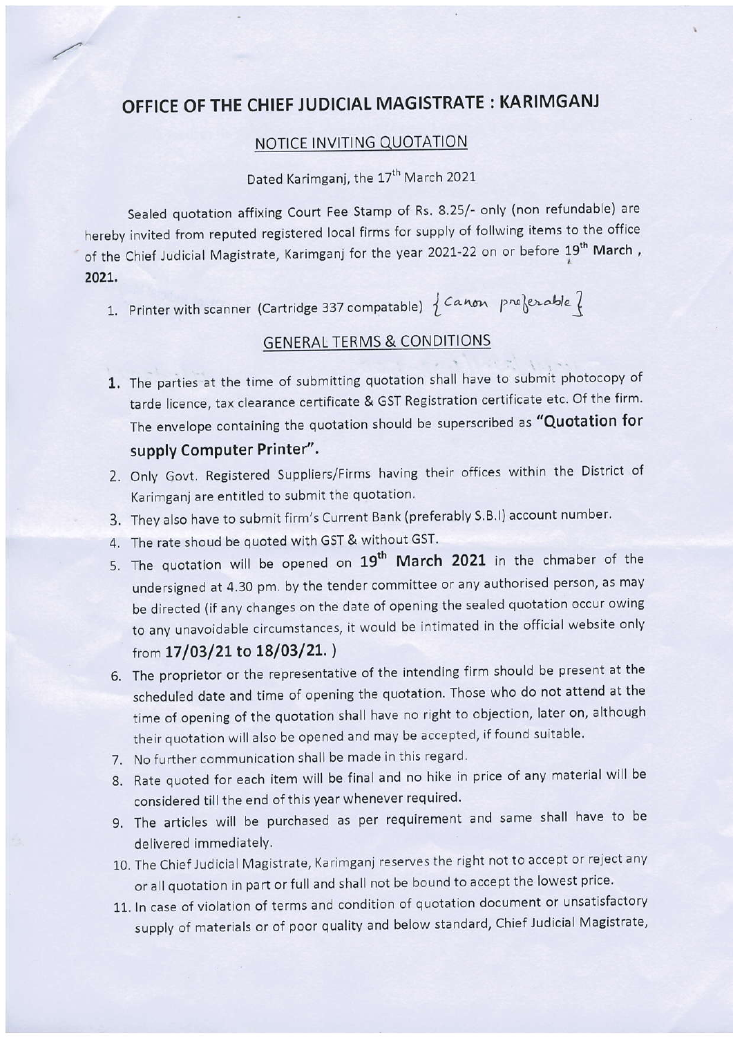# OFFICE OF THE CHIEF JUDICIAL MAGISTRATE : KARIMGANJ

## NOTICE INVITING QUOTATION

Dated Karimganj, the 17th March 2021

Sealed quotation affixing Court Fee Stamp of Rs. 8.25/- only (non refundable) are hereby invited from reputed registered local firms for supply of follwing items to the office of the Chief Judicial Magistrate, Karimganj for the year 2021-22 on or before 19th **March, 2021.**

1. Printer with scanner (Cartridge 337 compatable) {Canon preferable}

## GENERAL TERMS & CONDITIONS

1. The parties at the time of submitting quotation shall have to submit photocopy of tarde licence, tax clearance certificate & GST Registration certificate etc. Of the firm. The envelope containing the quotation should be superscribed as **"Quotation for supply Computer Printer".**
2. Only Govt. Registered Suppliers/Firms having their offices within the District of Karimganj are entitled to submit the quotation.
3. They also have to submit firm's Current Bank (preferably S.B.I) account number.
4. The rate shoud be quoted with GST & without GST.
5. The quotation will be opened on **19th March 2021** in the chmaber of the undersigned at 4.30 pm. by the tender committee or any authorised person, as may be directed (if any changes on the date of opening the sealed quotation occur owing to any unavoidable circumstances, it would be intimated in the official website only from **17/03/21 to 18/03/21.**)
6. The proprietor or the representative of the intending firm should be present at the scheduled date and time of opening the quotation. Those who do not attend at the time of opening of the quotation shall have no right to objection, later on, although their quotation will also be opened and may be accepted, if found suitable.
7. No further communication shall be made in this regard.
8. Rate quoted for each item will be final and no hike in price of any material will be considered till the end of this year whenever required.
9. The articles will be purchased as per requirement and same shall have to be delivered immediately.
10. The Chief Judicial Magistrate, Karimganj reserves the right not to accept or reject any or all quotation in part or full and shall not be bound to accept the lowest price.
11. In case of violation of terms and condition of quotation document or unsatisfactory supply of materials or of poor quality and below standard, Chief Judicial Magistrate,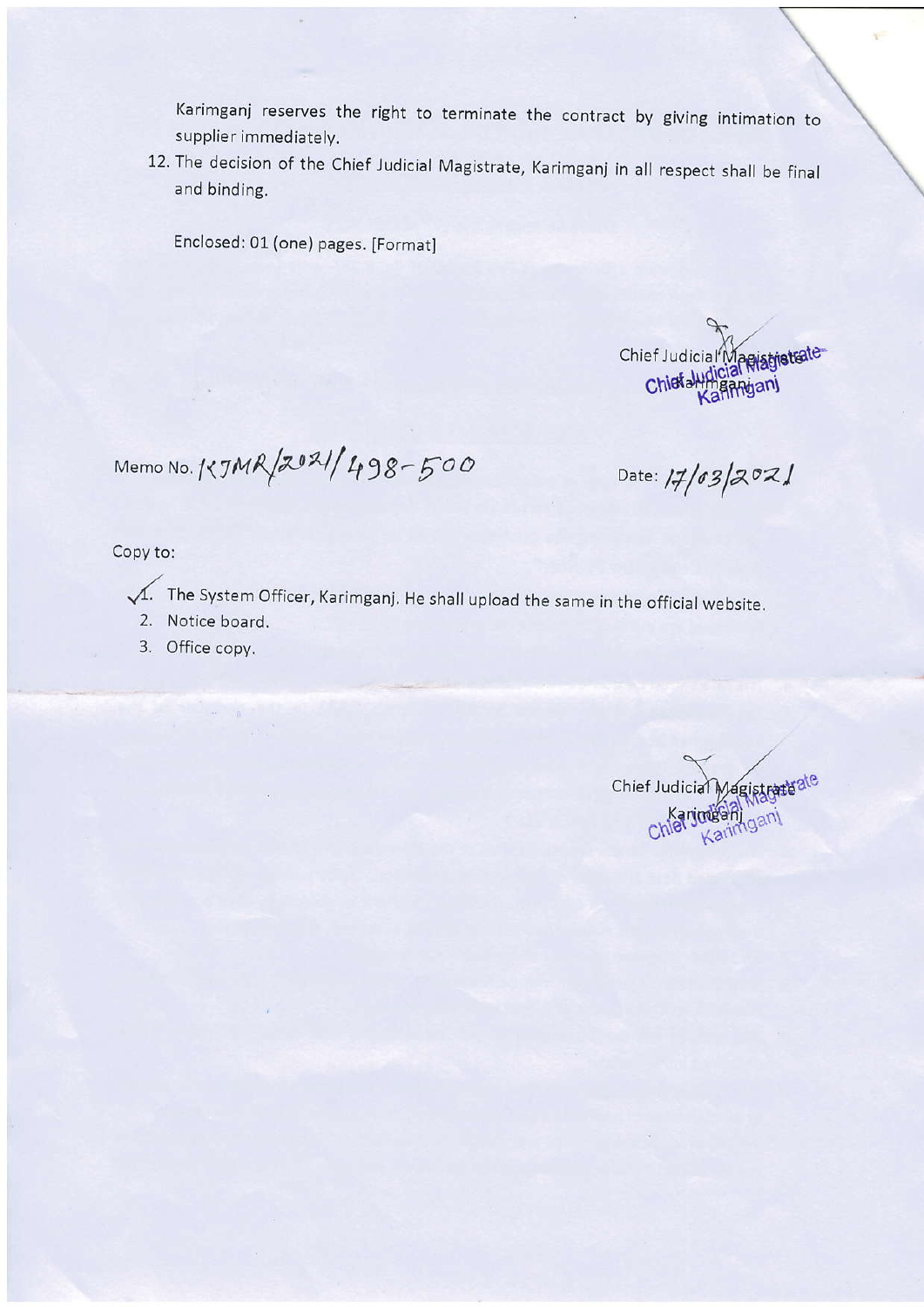Karimganj reserves the right to terminate the contract by giving intimation to supplier immediately.

12. The decision of the Chief Judicial Magistrate, Karimganj in all respect shall be final and binding.

Enclosed: 01 (one) pages. [Format]

Chief Judicial Magistrate
Karimganj

Memo No. KJMR/2021/498-500

Date: 17/03/2021

Copy to:

1. The System Officer, Karimganj. He shall upload the same in the official website.
2. Notice board.
3. Office copy.

Chief Judicial Magistrate
Karimganj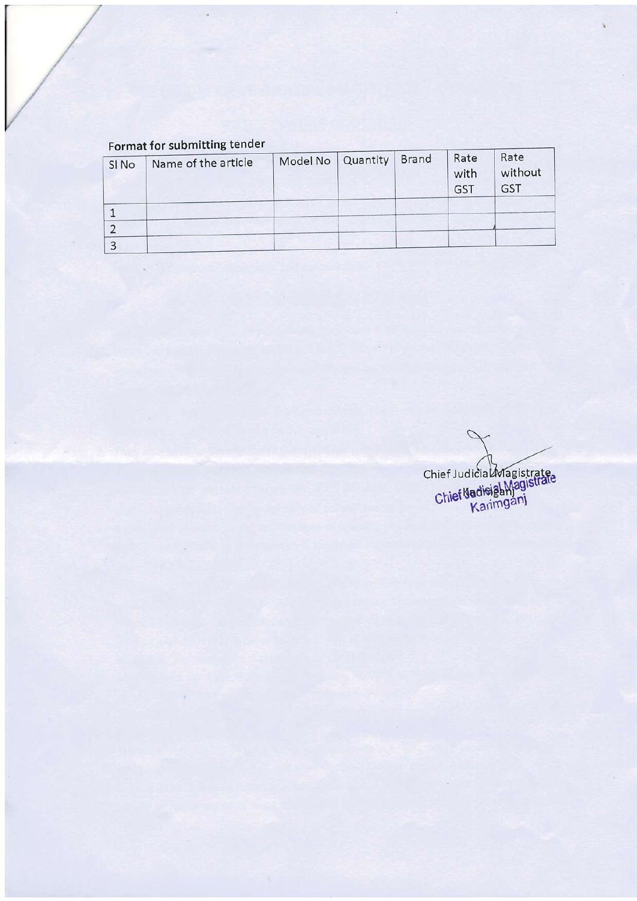Format for submitting tender

| Sl No | Name of the article | Model No | Quantity | Brand | Rate with GST | Rate without GST |
|---|---|---|---|---|---|---|
| 1 | | | | | | |
| 2 | | | | | | |
| 3 | | | | | | |

Chief Judicial Magistrate
Karimganj

Chief Judicial Magistrate
Karimganj